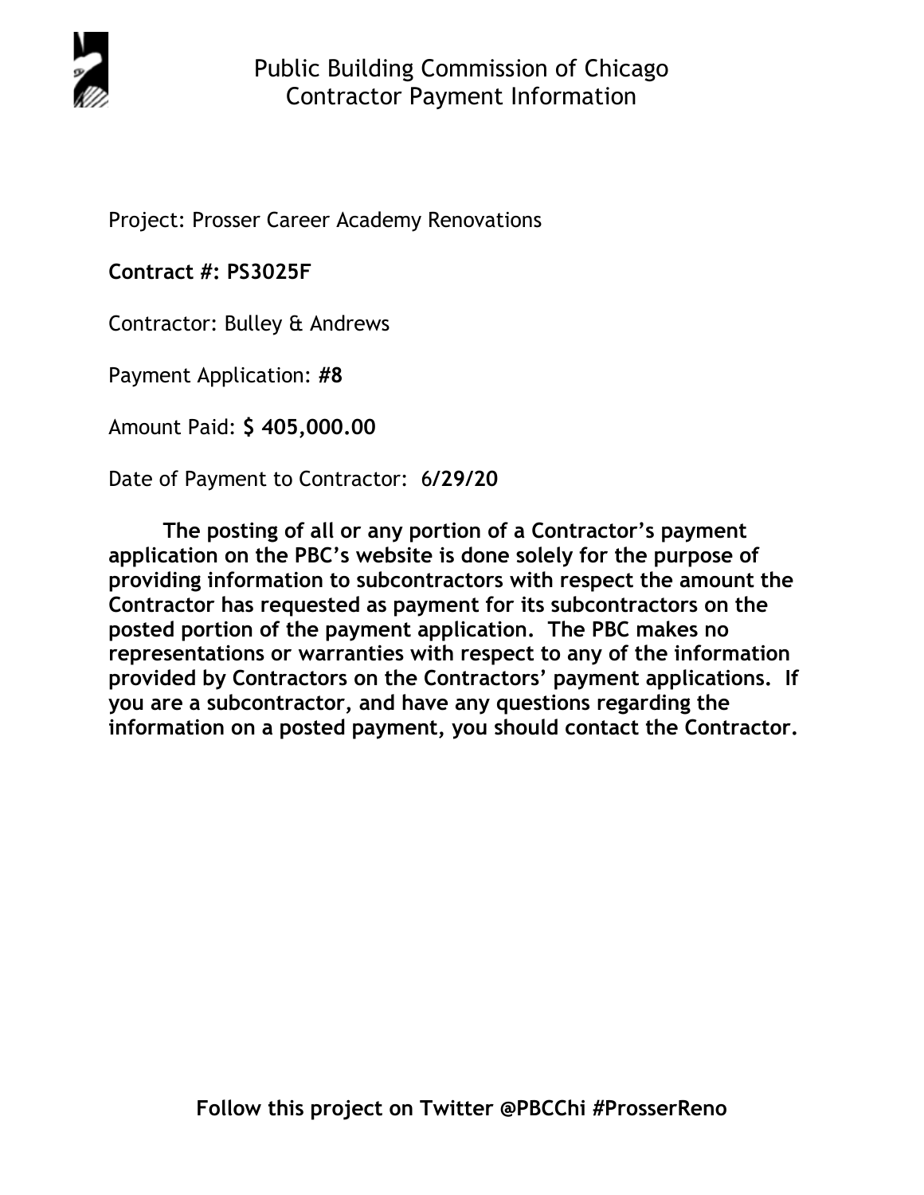# Public Building Commission of Chicago
## Contractor Payment Information

Project: Prosser Career Academy Renovations

**Contract #: PS3025F**

Contractor: Bulley & Andrews

Payment Application: **#8**

Amount Paid: **$ 405,000.00**

Date of Payment to Contractor: **6/29/20**

**The posting of all or any portion of a Contractor's payment application on the PBC's website is done solely for the purpose of providing information to subcontractors with respect the amount the Contractor has requested as payment for its subcontractors on the posted portion of the payment application. The PBC makes no representations or warranties with respect to any of the information provided by Contractors on the Contractors' payment applications. If you are a subcontractor, and have any questions regarding the information on a posted payment, you should contact the Contractor.**

**Follow this project on Twitter @PBCChi #ProsserReno**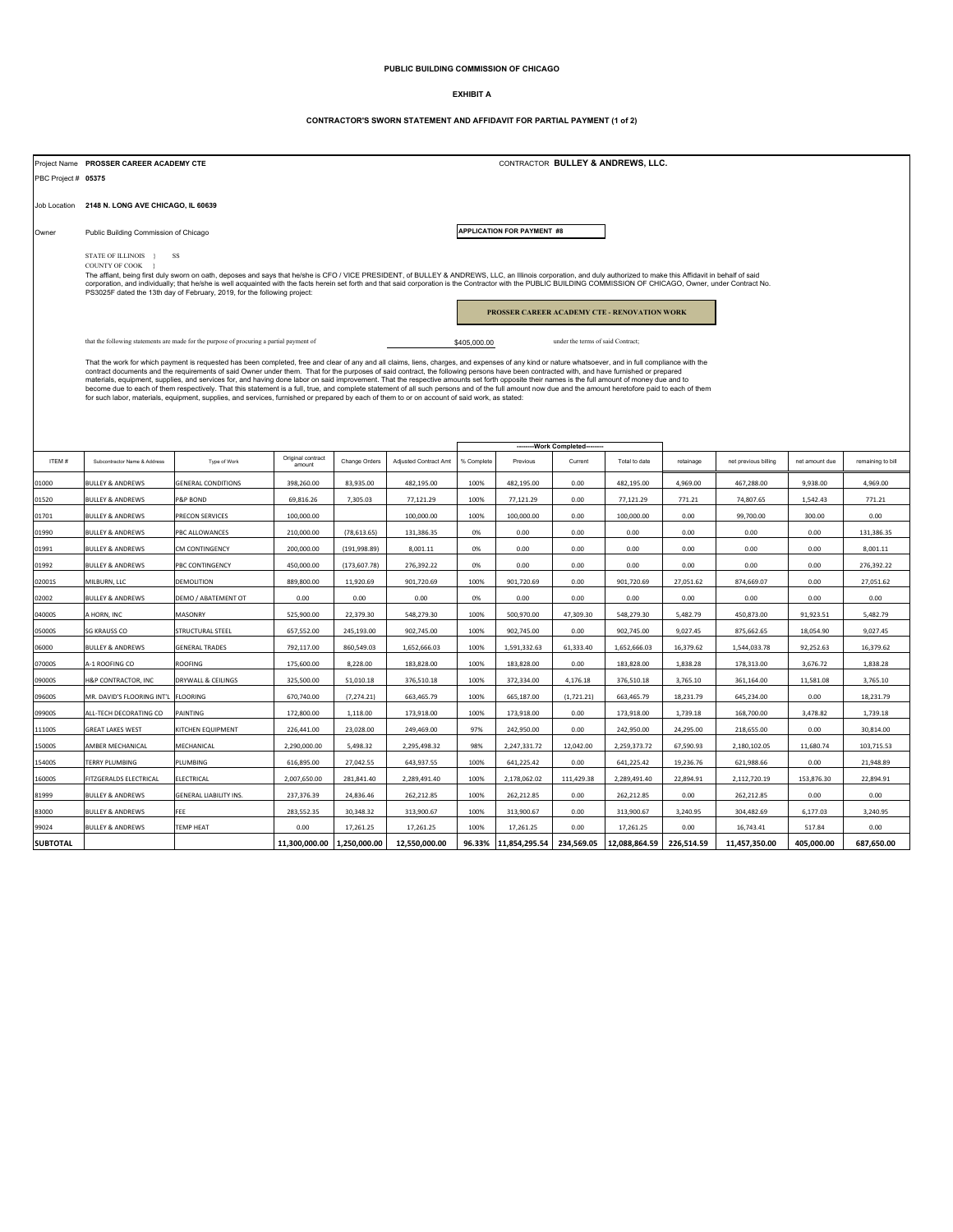**PUBLIC BUILDING COMMISSION OF CHICAGO**

**EXHIBIT A**

**CONTRACTOR'S SWORN STATEMENT AND AFFIDAVIT FOR PARTIAL PAYMENT (1 of 2)**

Project Name **PROSSER CAREER ACADEMY CTE**

CONTRACTOR **BULLEY & ANDREWS, LLC.**

PBC Project # **05375**

Job Location **2148 N. LONG AVE CHICAGO, IL 60639**

Owner Public Building Commission of Chicago

**APPLICATION FOR PAYMENT #8**

STATE OF ILLINOIS } SS
COUNTY OF COOK }

The affiant, being first duly sworn on oath, deposes and says that he/she is CFO / VICE PRESIDENT, of BULLEY & ANDREWS, LLC, an Illinois corporation, and duly authorized to make this Affidavit in behalf of said corporation, and individually; that he/she is well acquainted with the facts herein set forth and that said corporation is the Contractor with the PUBLIC BUILDING COMMISSION OF CHICAGO, Owner, under Contract No. PS3025F dated the 13th day of February, 2019, for the following project:

**PROSSER CAREER ACADEMY CTE - RENOVATION WORK**

that the following statements are made for the purpose of procuring a partial payment of $405,000.00 under the terms of said Contract;

That the work for which payment is requested has been completed, free and clear of any and all claims, liens, charges, and expenses of any kind or nature whatsoever, and in full compliance with the contract documents and the requirements of said Owner under them. That for the purposes of said contract, the following persons have been contracted with, and have furnished or prepared materials, equipment, supplies, and services for, and having done labor on said improvement. That the respective amounts set forth opposite their names is the full amount of money due and to become due to each of them respectively. That this statement is a full, true, and complete statement of all such persons and of the full amount now due and the amount heretofore paid to each of them for such labor, materials, equipment, supplies, and services, furnished or prepared by each of them to or on account of said work, as stated:

| ITEM # | Subcontractor Name & Address | Type of Work | Original contract amount | Change Orders | Adjusted Contract Amt | ---------Work Completed--------- | | | | retainage | net previous billing | net amount due | remaining to bill |
|---|---|---|---|---|---|---|---|---|---|---|---|---|---|
| | | | | | | % Complete | Previous | Current | Total to date | | | | |
| 01000 | BULLEY & ANDREWS | GENERAL CONDITIONS | 398,260.00 | 83,935.00 | 482,195.00 | 100% | 482,195.00 | 0.00 | 482,195.00 | 4,969.00 | 467,288.00 | 9,938.00 | 4,969.00 |
| 01520 | BULLEY & ANDREWS | P&P BOND | 69,816.26 | 7,305.03 | 77,121.29 | 100% | 77,121.29 | 0.00 | 77,121.29 | 771.21 | 74,807.65 | 1,542.43 | 771.21 |
| 01701 | BULLEY & ANDREWS | PRECON SERVICES | 100,000.00 | | 100,000.00 | 100% | 100,000.00 | 0.00 | 100,000.00 | 0.00 | 99,700.00 | 300.00 | 0.00 |
| 01990 | BULLEY & ANDREWS | PBC ALLOWANCES | 210,000.00 | (78,613.65) | 131,386.35 | 0% | 0.00 | 0.00 | 0.00 | 0.00 | 0.00 | 0.00 | 131,386.35 |
| 01991 | BULLEY & ANDREWS | CM CONTINGENCY | 200,000.00 | (191,998.89) | 8,001.11 | 0% | 0.00 | 0.00 | 0.00 | 0.00 | 0.00 | 0.00 | 8,001.11 |
| 01992 | BULLEY & ANDREWS | PBC CONTINGENCY | 450,000.00 | (173,607.78) | 276,392.22 | 0% | 0.00 | 0.00 | 0.00 | 0.00 | 0.00 | 0.00 | 276,392.22 |
| 02001S | MILBURN, LLC | DEMOLITION | 889,800.00 | 11,920.69 | 901,720.69 | 100% | 901,720.69 | 0.00 | 901,720.69 | 27,051.62 | 874,669.07 | 0.00 | 27,051.62 |
| 02002 | BULLEY & ANDREWS | DEMO / ABATEMENT OT | 0.00 | 0.00 | 0.00 | 0% | 0.00 | 0.00 | 0.00 | 0.00 | 0.00 | 0.00 | 0.00 |
| 04000S | A HORN, INC | MASONRY | 525,900.00 | 22,379.30 | 548,279.30 | 100% | 500,970.00 | 47,309.30 | 548,279.30 | 5,482.79 | 450,873.00 | 91,923.51 | 5,482.79 |
| 05000S | SG KRAUSS CO | STRUCTURAL STEEL | 657,552.00 | 245,193.00 | 902,745.00 | 100% | 902,745.00 | 0.00 | 902,745.00 | 9,027.45 | 875,662.65 | 18,054.90 | 9,027.45 |
| 06000 | BULLEY & ANDREWS | GENERAL TRADES | 792,117.00 | 860,549.03 | 1,652,666.03 | 100% | 1,591,332.63 | 61,333.40 | 1,652,666.03 | 16,379.62 | 1,544,033.78 | 92,252.63 | 16,379.62 |
| 07000S | A-1 ROOFING CO | ROOFING | 175,600.00 | 8,228.00 | 183,828.00 | 100% | 183,828.00 | 0.00 | 183,828.00 | 1,838.28 | 178,313.00 | 3,676.72 | 1,838.28 |
| 09000S | H&P CONTRACTOR, INC | DRYWALL & CEILINGS | 325,500.00 | 51,010.18 | 376,510.18 | 100% | 372,334.00 | 4,176.18 | 376,510.18 | 3,765.10 | 361,164.00 | 11,581.08 | 3,765.10 |
| 09600S | MR. DAVID'S FLOORING INT'L | FLOORING | 670,740.00 | (7,274.21) | 663,465.79 | 100% | 665,187.00 | (1,721.21) | 663,465.79 | 18,231.79 | 645,234.00 | 0.00 | 18,231.79 |
| 09900S | ALL-TECH DECORATING CO | PAINTING | 172,800.00 | 1,118.00 | 173,918.00 | 100% | 173,918.00 | 0.00 | 173,918.00 | 1,739.18 | 168,700.00 | 3,478.82 | 1,739.18 |
| 11100S | GREAT LAKES WEST | KITCHEN EQUIPMENT | 226,441.00 | 23,028.00 | 249,469.00 | 97% | 242,950.00 | 0.00 | 242,950.00 | 24,295.00 | 218,655.00 | 0.00 | 30,814.00 |
| 15000S | AMBER MECHANICAL | MECHANICAL | 2,290,000.00 | 5,498.32 | 2,295,498.32 | 98% | 2,247,331.72 | 12,042.00 | 2,259,373.72 | 67,590.93 | 2,180,102.05 | 11,680.74 | 103,715.53 |
| 15400S | TERRY PLUMBING | PLUMBING | 616,895.00 | 27,042.55 | 643,937.55 | 100% | 641,225.42 | 0.00 | 641,225.42 | 19,236.76 | 621,988.66 | 0.00 | 21,948.89 |
| 16000S | FITZGERALDS ELECTRICAL | ELECTRICAL | 2,007,650.00 | 281,841.40 | 2,289,491.40 | 100% | 2,178,062.02 | 111,429.38 | 2,289,491.40 | 22,894.91 | 2,112,720.19 | 153,876.30 | 22,894.91 |
| 81999 | BULLEY & ANDREWS | GENERAL LIABILITY INS. | 237,376.39 | 24,836.46 | 262,212.85 | 100% | 262,212.85 | 0.00 | 262,212.85 | 0.00 | 262,212.85 | 0.00 | 0.00 |
| 83000 | BULLEY & ANDREWS | FEE | 283,552.35 | 30,348.32 | 313,900.67 | 100% | 313,900.67 | 0.00 | 313,900.67 | 3,240.95 | 304,482.69 | 6,177.03 | 3,240.95 |
| 99024 | BULLEY & ANDREWS | TEMP HEAT | 0.00 | 17,261.25 | 17,261.25 | 100% | 17,261.25 | 0.00 | 17,261.25 | 0.00 | 16,743.41 | 517.84 | 0.00 |
| **SUBTOTAL** | | | **11,300,000.00** | **1,250,000.00** | **12,550,000.00** | **96.33%** | **11,854,295.54** | **234,569.05** | **12,088,864.59** | **226,514.59** | **11,457,350.00** | **405,000.00** | **687,650.00** |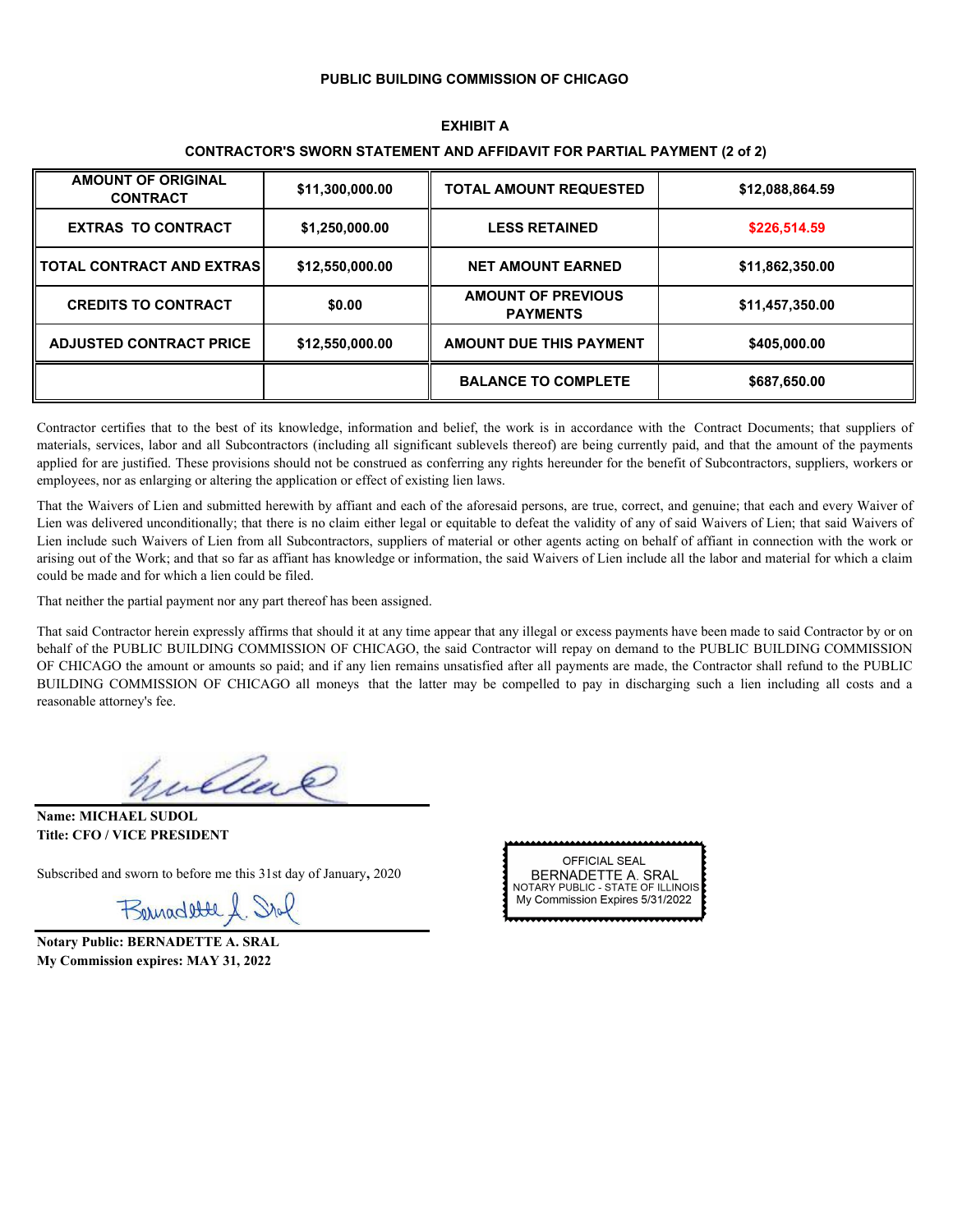**PUBLIC BUILDING COMMISSION OF CHICAGO**

**EXHIBIT A**

**CONTRACTOR'S SWORN STATEMENT AND AFFIDAVIT FOR PARTIAL PAYMENT (2 of 2)**

| | | | |
|---|---|---|---|
| **AMOUNT OF ORIGINAL CONTRACT** | **$11,300,000.00** | **TOTAL AMOUNT REQUESTED** | **$12,088,864.59** |
| **EXTRAS TO CONTRACT** | **$1,250,000.00** | **LESS RETAINED** | **$226,514.59** |
| **TOTAL CONTRACT AND EXTRAS** | **$12,550,000.00** | **NET AMOUNT EARNED** | **$11,862,350.00** |
| **CREDITS TO CONTRACT** | **$0.00** | **AMOUNT OF PREVIOUS PAYMENTS** | **$11,457,350.00** |
| **ADJUSTED CONTRACT PRICE** | **$12,550,000.00** | **AMOUNT DUE THIS PAYMENT** | **$405,000.00** |
| | | **BALANCE TO COMPLETE** | **$687,650.00** |

Contractor certifies that to the best of its knowledge, information and belief, the work is in accordance with the Contract Documents; that suppliers of materials, services, labor and all Subcontractors (including all significant sublevels thereof) are being currently paid, and that the amount of the payments applied for are justified. These provisions should not be construed as conferring any rights hereunder for the benefit of Subcontractors, suppliers, workers or employees, nor as enlarging or altering the application or effect of existing lien laws.

That the Waivers of Lien and submitted herewith by affiant and each of the aforesaid persons, are true, correct, and genuine; that each and every Waiver of Lien was delivered unconditionally; that there is no claim either legal or equitable to defeat the validity of any of said Waivers of Lien; that said Waivers of Lien include such Waivers of Lien from all Subcontractors, suppliers of material or other agents acting on behalf of affiant in connection with the work or arising out of the Work; and that so far as affiant has knowledge or information, the said Waivers of Lien include all the labor and material for which a claim could be made and for which a lien could be filed.

That neither the partial payment nor any part thereof has been assigned.

That said Contractor herein expressly affirms that should it at any time appear that any illegal or excess payments have been made to said Contractor by or on behalf of the PUBLIC BUILDING COMMISSION OF CHICAGO, the said Contractor will repay on demand to the PUBLIC BUILDING COMMISSION OF CHICAGO the amount or amounts so paid; and if any lien remains unsatisfied after all payments are made, the Contractor shall refund to the PUBLIC BUILDING COMMISSION OF CHICAGO all moneys that the latter may be compelled to pay in discharging such a lien including all costs and a reasonable attorney's fee.

**Name: MICHAEL SUDOL**
**Title: CFO / VICE PRESIDENT**

Subscribed and sworn to before me this 31st day of January, 2020

**Notary Public: BERNADETTE A. SRAL**
**My Commission expires: MAY 31, 2022**

OFFICIAL SEAL
BERNADETTE A. SRAL
NOTARY PUBLIC - STATE OF ILLINOIS
My Commission Expires 5/31/2022